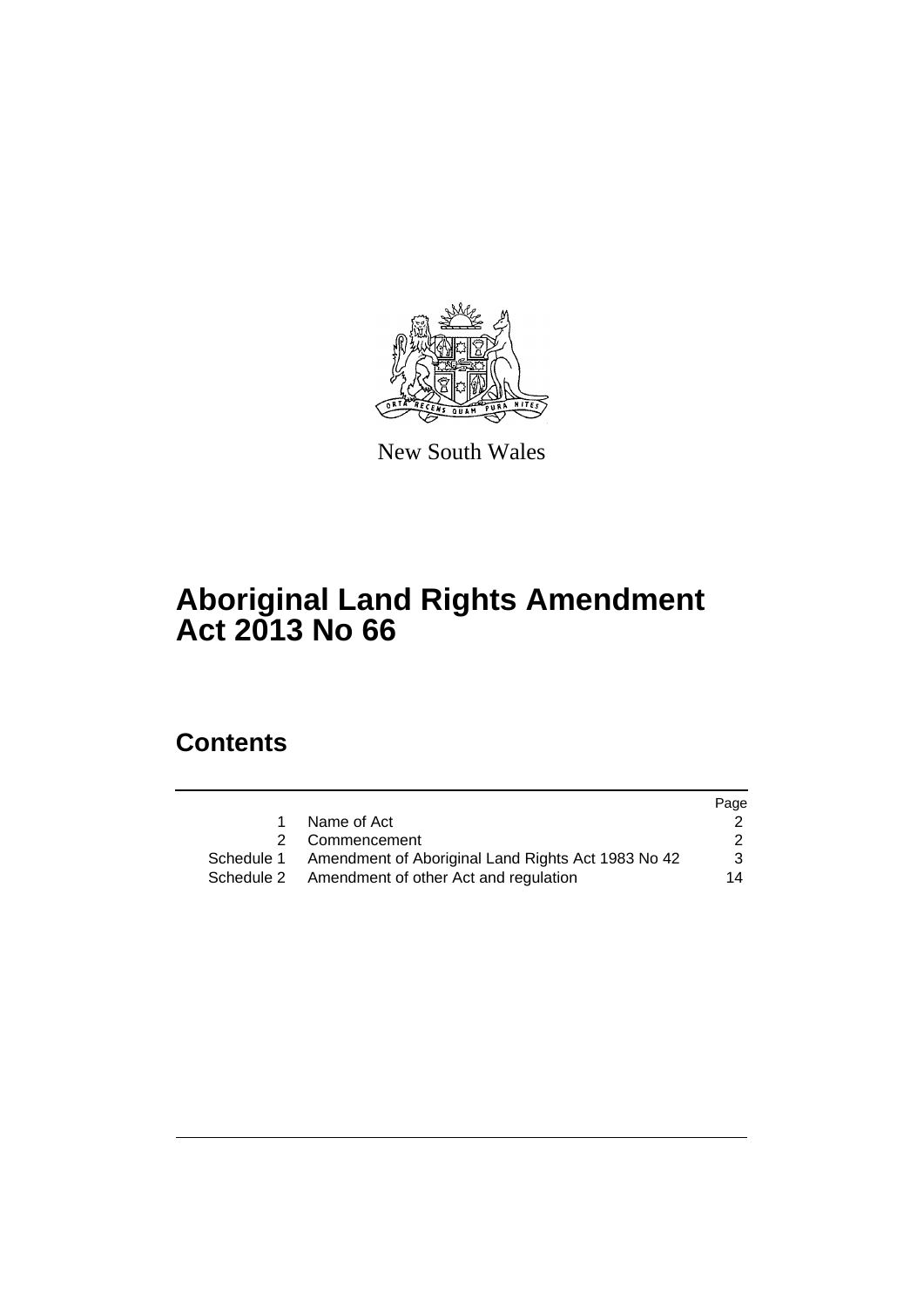New South Wales

# Aboriginal Land Rights Amendment Act 2013 No 66

## Contents

| | | Page |
|---|---|---|
| 1 | Name of Act | 2 |
| 2 | Commencement | 2 |
| Schedule 1 | Amendment of Aboriginal Land Rights Act 1983 No 42 | 3 |
| Schedule 2 | Amendment of other Act and regulation | 14 |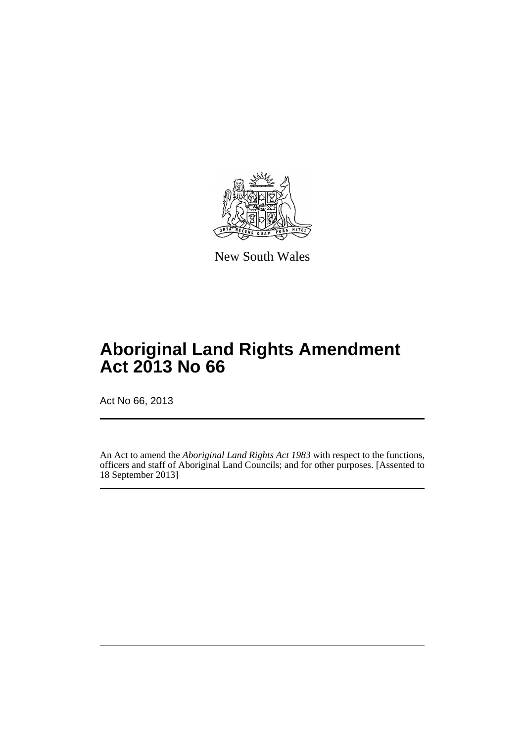New South Wales

# Aboriginal Land Rights Amendment Act 2013 No 66

Act No 66, 2013

An Act to amend the *Aboriginal Land Rights Act 1983* with respect to the functions, officers and staff of Aboriginal Land Councils; and for other purposes. [Assented to 18 September 2013]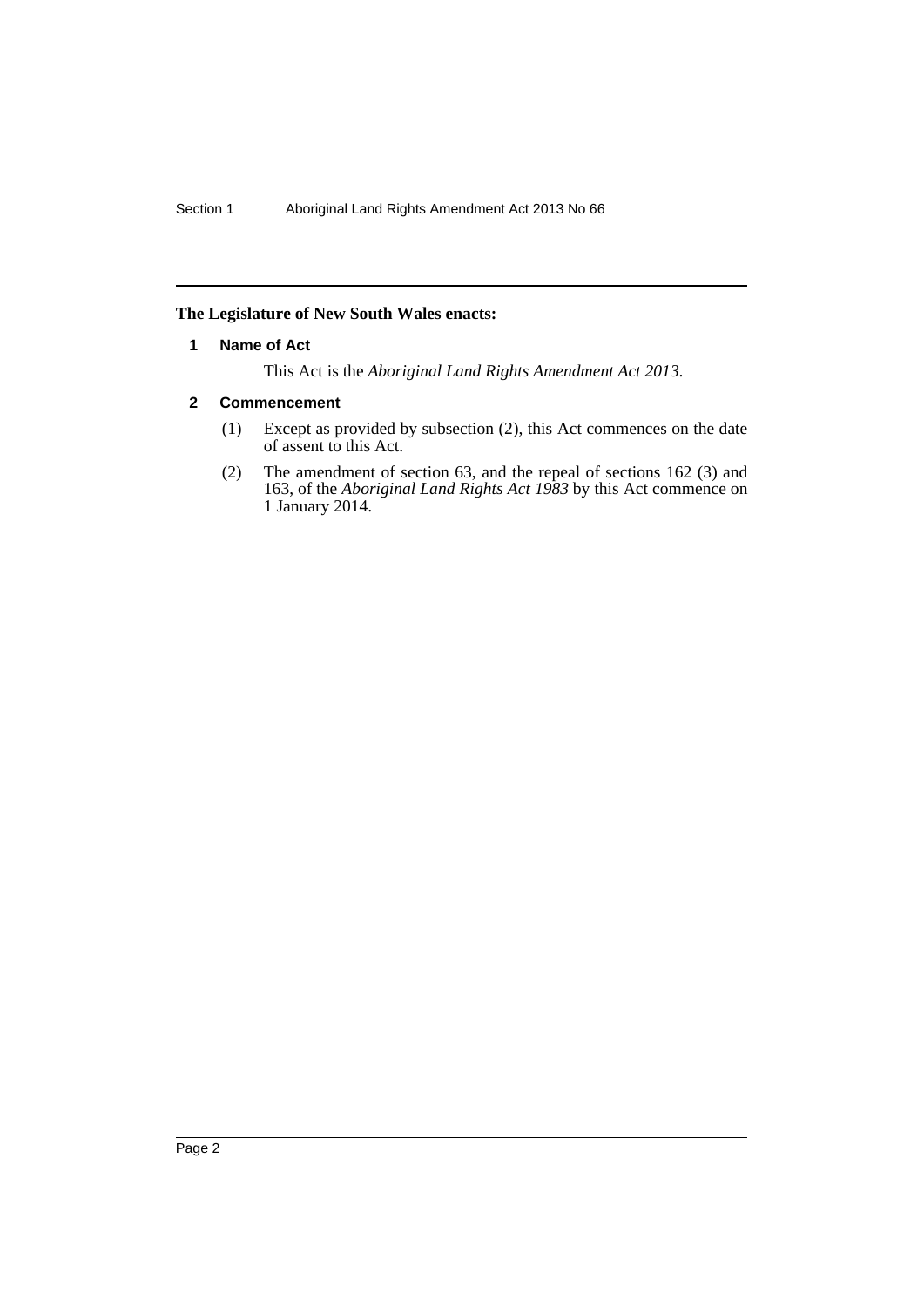**The Legislature of New South Wales enacts:**

## 1 Name of Act

This Act is the *Aboriginal Land Rights Amendment Act 2013*.

## 2 Commencement

(1) Except as provided by subsection (2), this Act commences on the date of assent to this Act.

(2) The amendment of section 63, and the repeal of sections 162 (3) and 163, of the *Aboriginal Land Rights Act 1983* by this Act commence on 1 January 2014.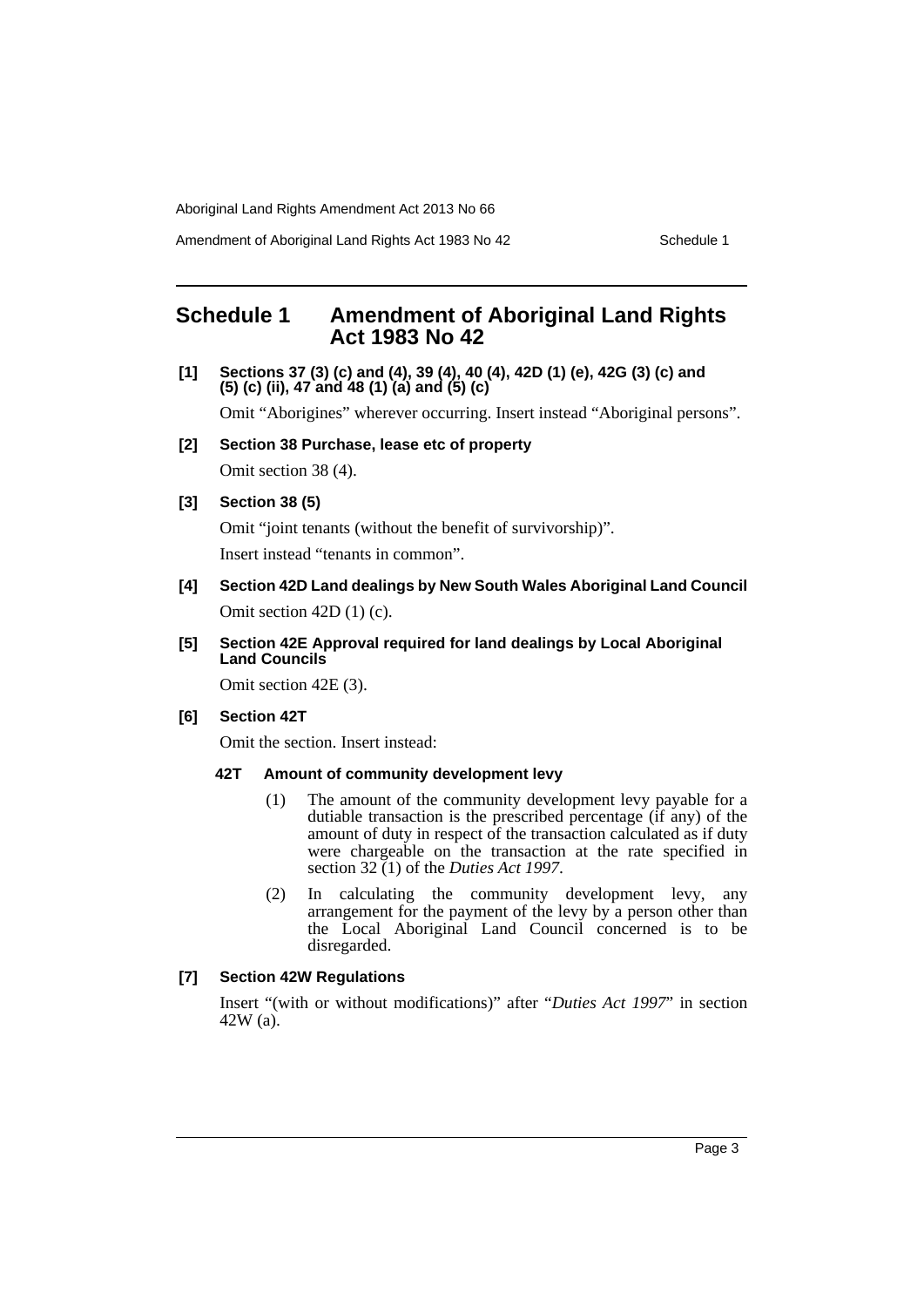## Schedule 1 Amendment of Aboriginal Land Rights Act 1983 No 42

**[1] Sections 37 (3) (c) and (4), 39 (4), 40 (4), 42D (1) (e), 42G (3) (c) and (5) (c) (ii), 47 and 48 (1) (a) and (5) (c)**

Omit "Aborigines" wherever occurring. Insert instead "Aboriginal persons".

**[2] Section 38 Purchase, lease etc of property**

Omit section 38 (4).

**[3] Section 38 (5)**

Omit "joint tenants (without the benefit of survivorship)".

Insert instead "tenants in common".

**[4] Section 42D Land dealings by New South Wales Aboriginal Land Council**

Omit section 42D (1) (c).

**[5] Section 42E Approval required for land dealings by Local Aboriginal Land Councils**

Omit section 42E (3).

**[6] Section 42T**

Omit the section. Insert instead:

**42T Amount of community development levy**

(1) The amount of the community development levy payable for a dutiable transaction is the prescribed percentage (if any) of the amount of duty in respect of the transaction calculated as if duty were chargeable on the transaction at the rate specified in section 32 (1) of the *Duties Act 1997*.

(2) In calculating the community development levy, any arrangement for the payment of the levy by a person other than the Local Aboriginal Land Council concerned is to be disregarded.

**[7] Section 42W Regulations**

Insert "(with or without modifications)" after "*Duties Act 1997*" in section 42W (a).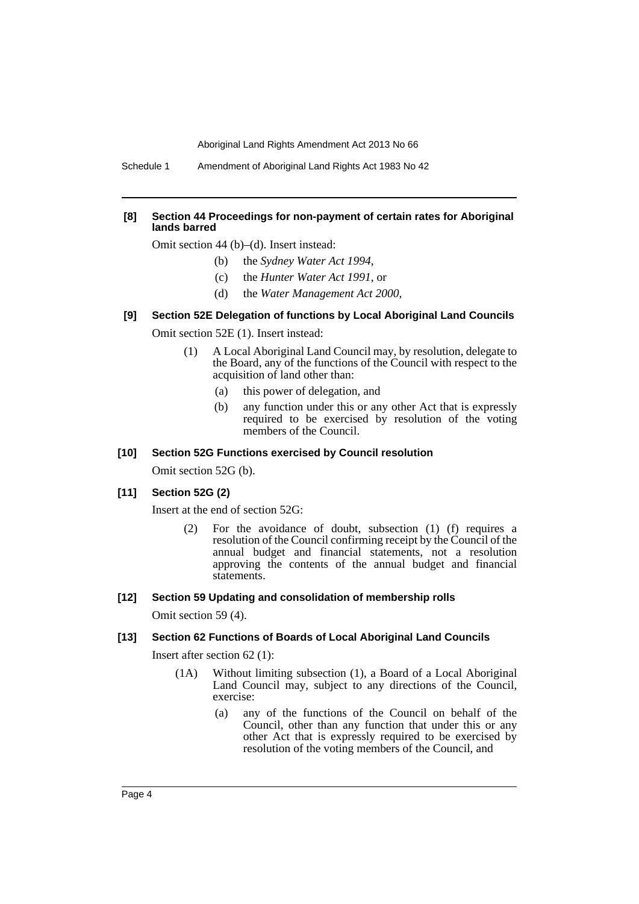#### [8] Section 44 Proceedings for non-payment of certain rates for Aboriginal lands barred

Omit section 44 (b)–(d). Insert instead:

- (b) the *Sydney Water Act 1994*,
- (c) the *Hunter Water Act 1991*, or
- (d) the *Water Management Act 2000*,

#### [9] Section 52E Delegation of functions by Local Aboriginal Land Councils

Omit section 52E (1). Insert instead:

(1) A Local Aboriginal Land Council may, by resolution, delegate to the Board, any of the functions of the Council with respect to the acquisition of land other than:

- (a) this power of delegation, and
- (b) any function under this or any other Act that is expressly required to be exercised by resolution of the voting members of the Council.

#### [10] Section 52G Functions exercised by Council resolution

Omit section 52G (b).

#### [11] Section 52G (2)

Insert at the end of section 52G:

(2) For the avoidance of doubt, subsection (1) (f) requires a resolution of the Council confirming receipt by the Council of the annual budget and financial statements, not a resolution approving the contents of the annual budget and financial statements.

#### [12] Section 59 Updating and consolidation of membership rolls

Omit section 59 (4).

#### [13] Section 62 Functions of Boards of Local Aboriginal Land Councils

Insert after section 62 (1):

(1A) Without limiting subsection (1), a Board of a Local Aboriginal Land Council may, subject to any directions of the Council, exercise:

- (a) any of the functions of the Council on behalf of the Council, other than any function that under this or any other Act that is expressly required to be exercised by resolution of the voting members of the Council, and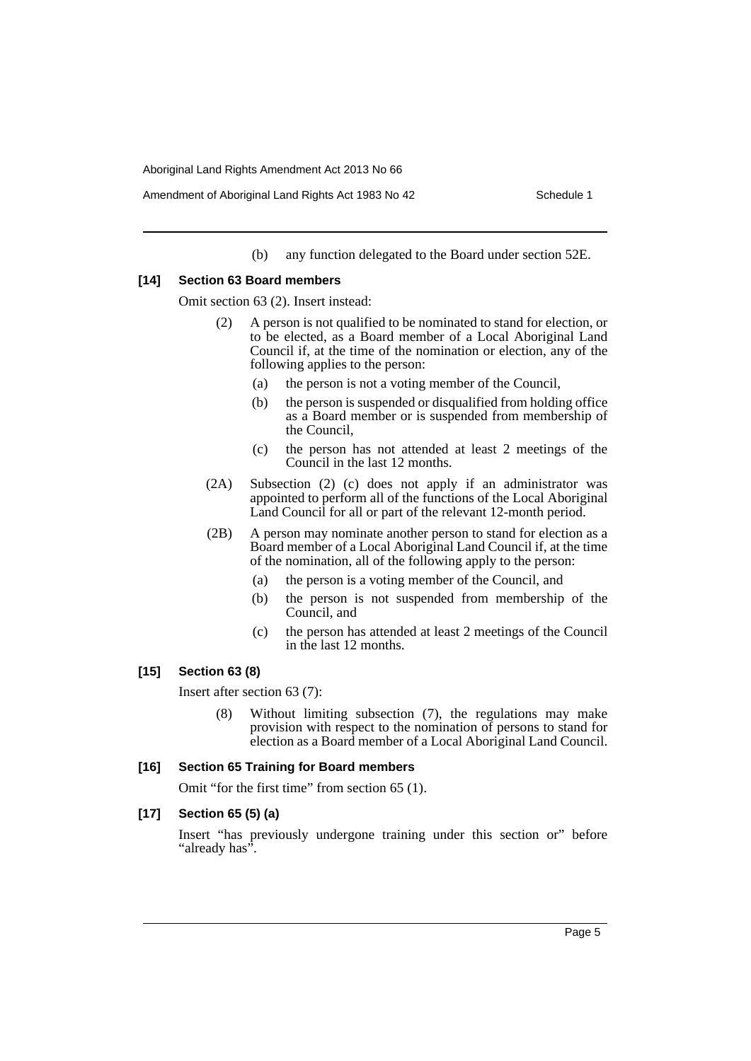(b) any function delegated to the Board under section 52E.

**[14] Section 63 Board members**

Omit section 63 (2). Insert instead:

(2) A person is not qualified to be nominated to stand for election, or to be elected, as a Board member of a Local Aboriginal Land Council if, at the time of the nomination or election, any of the following applies to the person:

(a) the person is not a voting member of the Council,

(b) the person is suspended or disqualified from holding office as a Board member or is suspended from membership of the Council,

(c) the person has not attended at least 2 meetings of the Council in the last 12 months.

(2A) Subsection (2) (c) does not apply if an administrator was appointed to perform all of the functions of the Local Aboriginal Land Council for all or part of the relevant 12-month period.

(2B) A person may nominate another person to stand for election as a Board member of a Local Aboriginal Land Council if, at the time of the nomination, all of the following apply to the person:

(a) the person is a voting member of the Council, and

(b) the person is not suspended from membership of the Council, and

(c) the person has attended at least 2 meetings of the Council in the last 12 months.

**[15] Section 63 (8)**

Insert after section 63 (7):

(8) Without limiting subsection (7), the regulations may make provision with respect to the nomination of persons to stand for election as a Board member of a Local Aboriginal Land Council.

**[16] Section 65 Training for Board members**

Omit "for the first time" from section 65 (1).

**[17] Section 65 (5) (a)**

Insert "has previously undergone training under this section or" before "already has".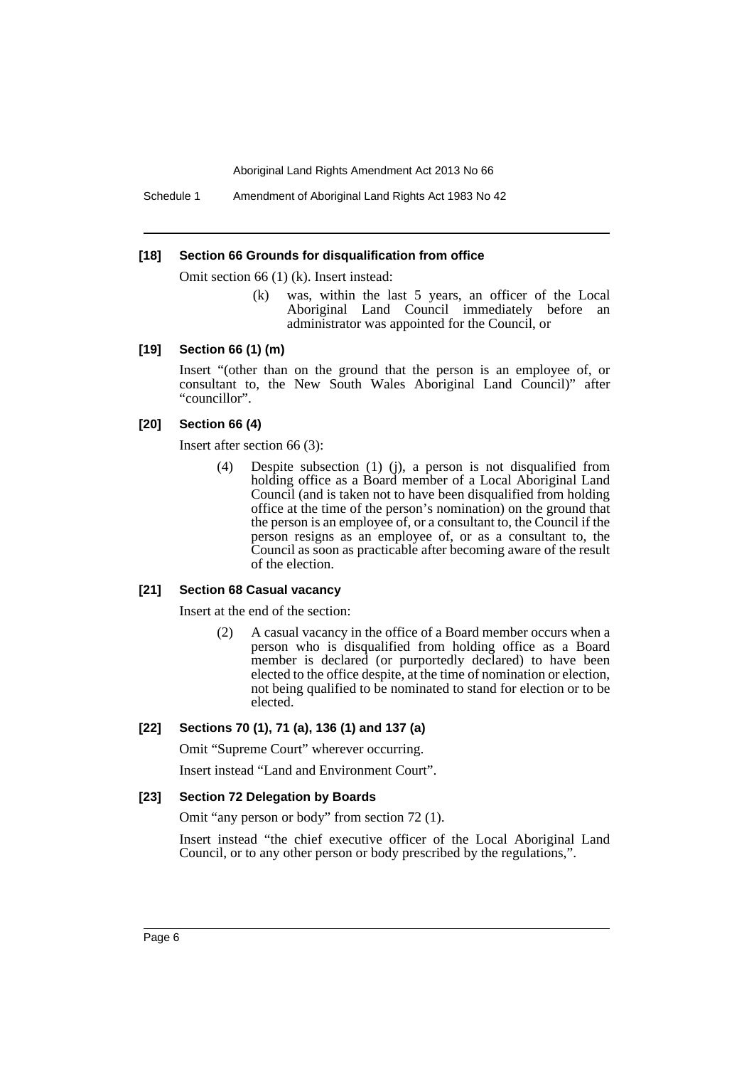#### [18] Section 66 Grounds for disqualification from office

Omit section 66 (1) (k). Insert instead:

> (k) was, within the last 5 years, an officer of the Local Aboriginal Land Council immediately before an administrator was appointed for the Council, or

#### [19] Section 66 (1) (m)

Insert "(other than on the ground that the person is an employee of, or consultant to, the New South Wales Aboriginal Land Council)" after "councillor".

#### [20] Section 66 (4)

Insert after section 66 (3):

> (4) Despite subsection (1) (j), a person is not disqualified from holding office as a Board member of a Local Aboriginal Land Council (and is taken not to have been disqualified from holding office at the time of the person's nomination) on the ground that the person is an employee of, or a consultant to, the Council if the person resigns as an employee of, or as a consultant to, the Council as soon as practicable after becoming aware of the result of the election.

#### [21] Section 68 Casual vacancy

Insert at the end of the section:

> (2) A casual vacancy in the office of a Board member occurs when a person who is disqualified from holding office as a Board member is declared (or purportedly declared) to have been elected to the office despite, at the time of nomination or election, not being qualified to be nominated to stand for election or to be elected.

#### [22] Sections 70 (1), 71 (a), 136 (1) and 137 (a)

Omit "Supreme Court" wherever occurring.

Insert instead "Land and Environment Court".

#### [23] Section 72 Delegation by Boards

Omit "any person or body" from section 72 (1).

Insert instead "the chief executive officer of the Local Aboriginal Land Council, or to any other person or body prescribed by the regulations,".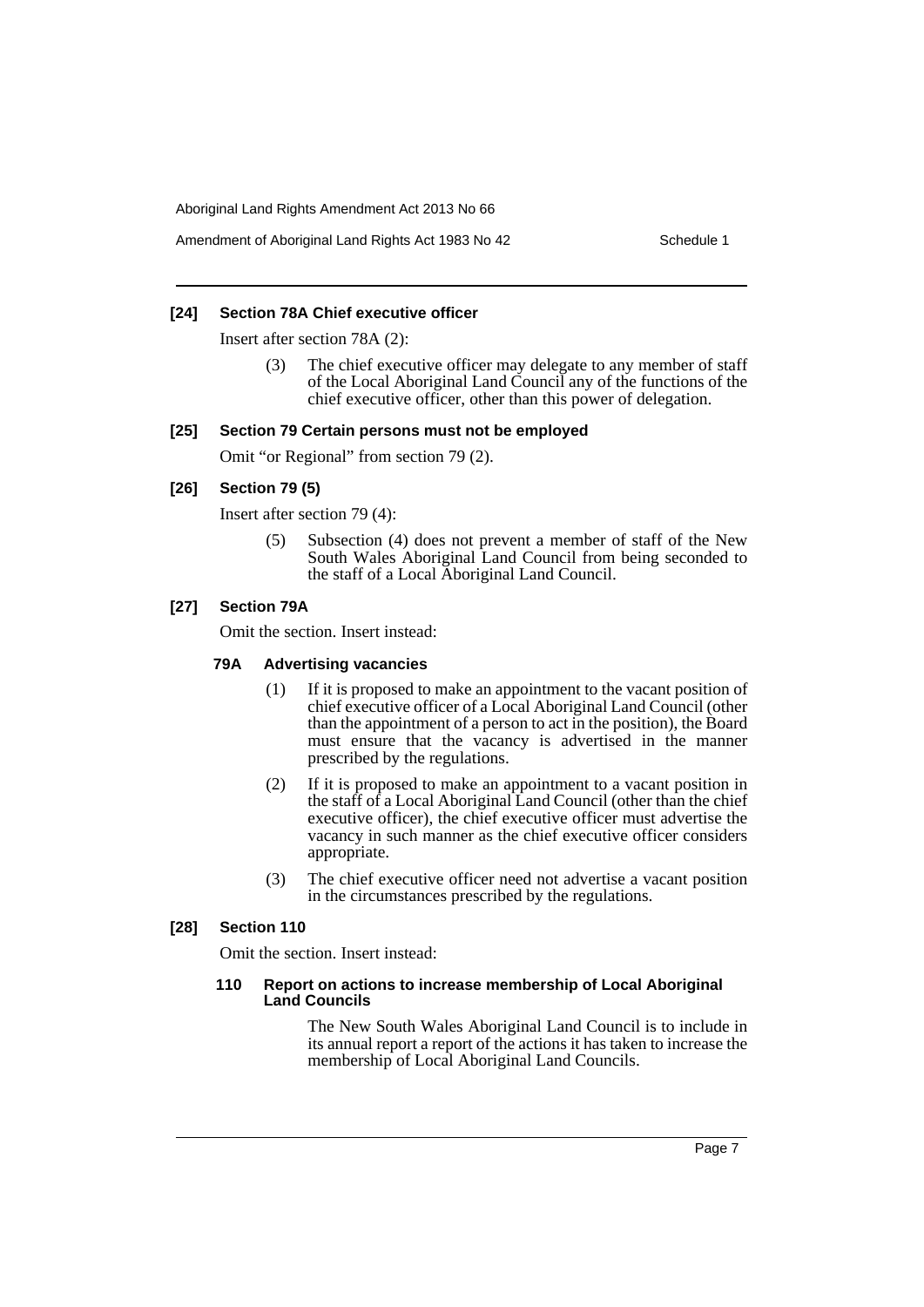### [24] Section 78A Chief executive officer

Insert after section 78A (2):

> (3) The chief executive officer may delegate to any member of staff of the Local Aboriginal Land Council any of the functions of the chief executive officer, other than this power of delegation.

### [25] Section 79 Certain persons must not be employed

Omit "or Regional" from section 79 (2).

### [26] Section 79 (5)

Insert after section 79 (4):

> (5) Subsection (4) does not prevent a member of staff of the New South Wales Aboriginal Land Council from being seconded to the staff of a Local Aboriginal Land Council.

### [27] Section 79A

Omit the section. Insert instead:

#### 79A Advertising vacancies

> (1) If it is proposed to make an appointment to the vacant position of chief executive officer of a Local Aboriginal Land Council (other than the appointment of a person to act in the position), the Board must ensure that the vacancy is advertised in the manner prescribed by the regulations.
>
> (2) If it is proposed to make an appointment to a vacant position in the staff of a Local Aboriginal Land Council (other than the chief executive officer), the chief executive officer must advertise the vacancy in such manner as the chief executive officer considers appropriate.
>
> (3) The chief executive officer need not advertise a vacant position in the circumstances prescribed by the regulations.

### [28] Section 110

Omit the section. Insert instead:

#### 110 Report on actions to increase membership of Local Aboriginal Land Councils

> The New South Wales Aboriginal Land Council is to include in its annual report a report of the actions it has taken to increase the membership of Local Aboriginal Land Councils.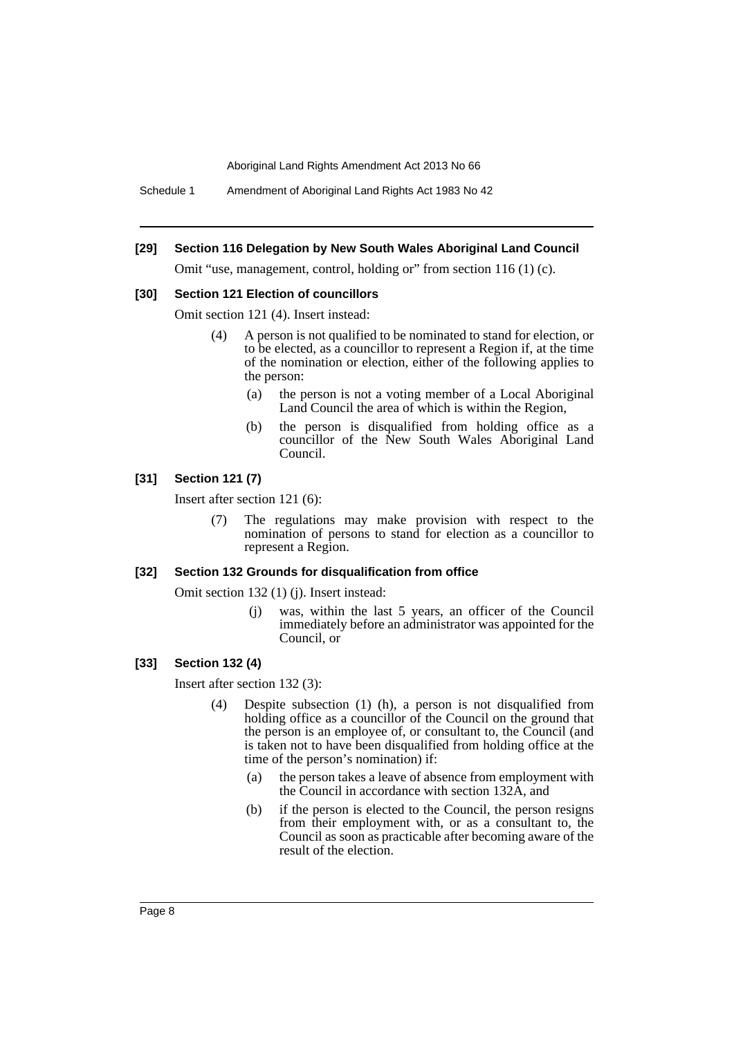### [29] Section 116 Delegation by New South Wales Aboriginal Land Council

Omit "use, management, control, holding or" from section 116 (1) (c).

### [30] Section 121 Election of councillors

Omit section 121 (4). Insert instead:

> (4) A person is not qualified to be nominated to stand for election, or to be elected, as a councillor to represent a Region if, at the time of the nomination or election, either of the following applies to the person:
>
> (a) the person is not a voting member of a Local Aboriginal Land Council the area of which is within the Region,
>
> (b) the person is disqualified from holding office as a councillor of the New South Wales Aboriginal Land Council.

### [31] Section 121 (7)

Insert after section 121 (6):

> (7) The regulations may make provision with respect to the nomination of persons to stand for election as a councillor to represent a Region.

### [32] Section 132 Grounds for disqualification from office

Omit section 132 (1) (j). Insert instead:

> (j) was, within the last 5 years, an officer of the Council immediately before an administrator was appointed for the Council, or

### [33] Section 132 (4)

Insert after section 132 (3):

> (4) Despite subsection (1) (h), a person is not disqualified from holding office as a councillor of the Council on the ground that the person is an employee of, or consultant to, the Council (and is taken not to have been disqualified from holding office at the time of the person's nomination) if:
>
> (a) the person takes a leave of absence from employment with the Council in accordance with section 132A, and
>
> (b) if the person is elected to the Council, the person resigns from their employment with, or as a consultant to, the Council as soon as practicable after becoming aware of the result of the election.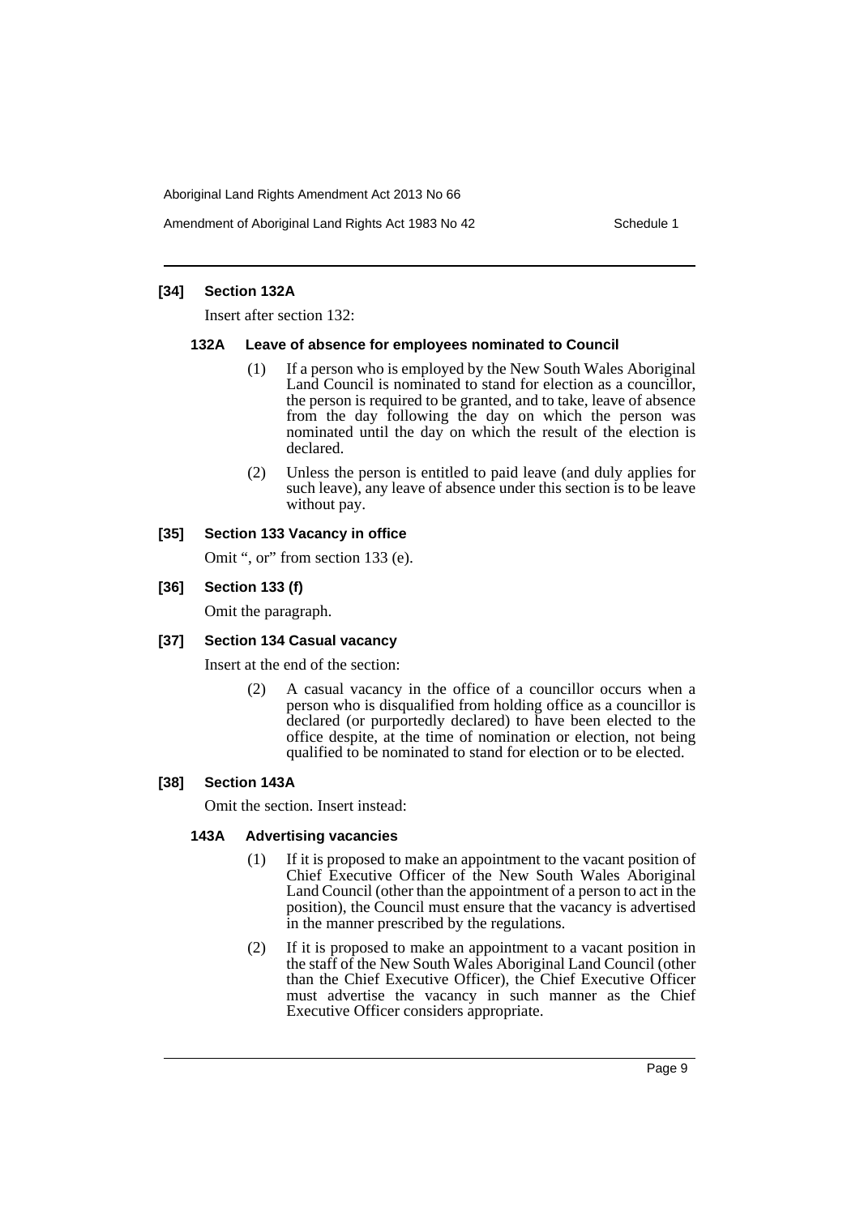### [34] Section 132A

Insert after section 132:

#### 132A Leave of absence for employees nominated to Council

(1) If a person who is employed by the New South Wales Aboriginal Land Council is nominated to stand for election as a councillor, the person is required to be granted, and to take, leave of absence from the day following the day on which the person was nominated until the day on which the result of the election is declared.

(2) Unless the person is entitled to paid leave (and duly applies for such leave), any leave of absence under this section is to be leave without pay.

### [35] Section 133 Vacancy in office

Omit ", or" from section 133 (e).

### [36] Section 133 (f)

Omit the paragraph.

### [37] Section 134 Casual vacancy

Insert at the end of the section:

(2) A casual vacancy in the office of a councillor occurs when a person who is disqualified from holding office as a councillor is declared (or purportedly declared) to have been elected to the office despite, at the time of nomination or election, not being qualified to be nominated to stand for election or to be elected.

### [38] Section 143A

Omit the section. Insert instead:

#### 143A Advertising vacancies

(1) If it is proposed to make an appointment to the vacant position of Chief Executive Officer of the New South Wales Aboriginal Land Council (other than the appointment of a person to act in the position), the Council must ensure that the vacancy is advertised in the manner prescribed by the regulations.

(2) If it is proposed to make an appointment to a vacant position in the staff of the New South Wales Aboriginal Land Council (other than the Chief Executive Officer), the Chief Executive Officer must advertise the vacancy in such manner as the Chief Executive Officer considers appropriate.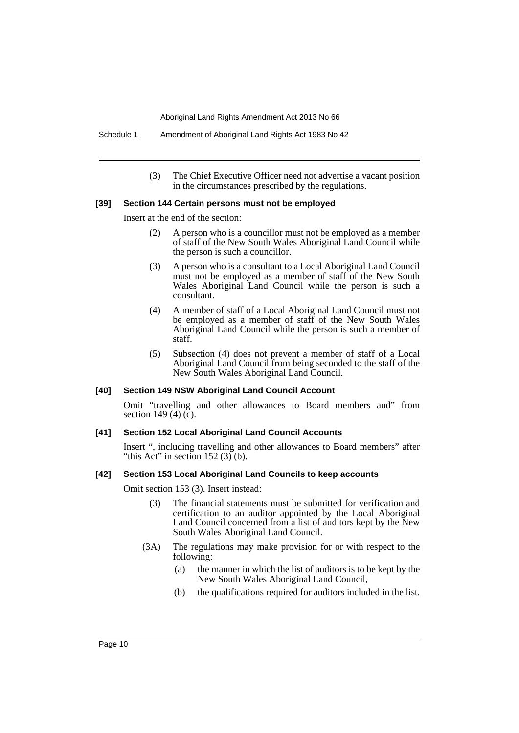(3) The Chief Executive Officer need not advertise a vacant position in the circumstances prescribed by the regulations.

**[39] Section 144 Certain persons must not be employed**

Insert at the end of the section:

> (2) A person who is a councillor must not be employed as a member of staff of the New South Wales Aboriginal Land Council while the person is such a councillor.
>
> (3) A person who is a consultant to a Local Aboriginal Land Council must not be employed as a member of staff of the New South Wales Aboriginal Land Council while the person is such a consultant.
>
> (4) A member of staff of a Local Aboriginal Land Council must not be employed as a member of staff of the New South Wales Aboriginal Land Council while the person is such a member of staff.
>
> (5) Subsection (4) does not prevent a member of staff of a Local Aboriginal Land Council from being seconded to the staff of the New South Wales Aboriginal Land Council.

**[40] Section 149 NSW Aboriginal Land Council Account**

Omit "travelling and other allowances to Board members and" from section 149 (4) (c).

**[41] Section 152 Local Aboriginal Land Council Accounts**

Insert ", including travelling and other allowances to Board members" after "this Act" in section 152 (3) (b).

**[42] Section 153 Local Aboriginal Land Councils to keep accounts**

Omit section 153 (3). Insert instead:

> (3) The financial statements must be submitted for verification and certification to an auditor appointed by the Local Aboriginal Land Council concerned from a list of auditors kept by the New South Wales Aboriginal Land Council.
>
> (3A) The regulations may make provision for or with respect to the following:
>
> (a) the manner in which the list of auditors is to be kept by the New South Wales Aboriginal Land Council,
>
> (b) the qualifications required for auditors included in the list.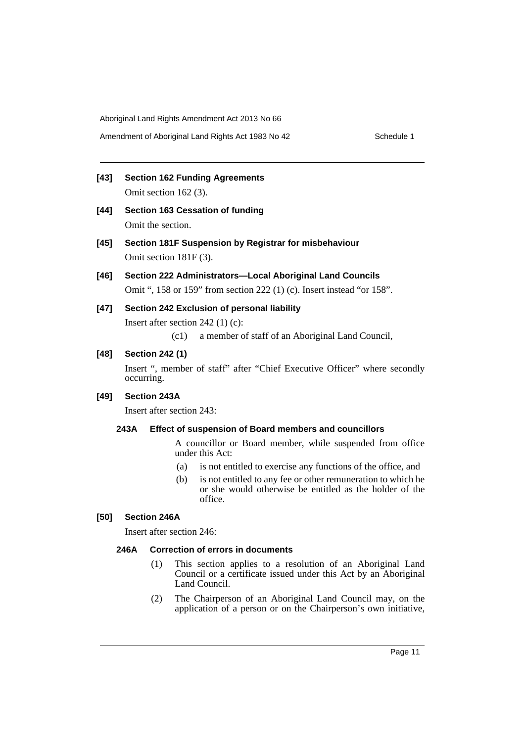**[43] Section 162 Funding Agreements**

Omit section 162 (3).

**[44] Section 163 Cessation of funding**

Omit the section.

**[45] Section 181F Suspension by Registrar for misbehaviour**

Omit section 181F (3).

**[46] Section 222 Administrators—Local Aboriginal Land Councils**

Omit ", 158 or 159" from section 222 (1) (c). Insert instead "or 158".

**[47] Section 242 Exclusion of personal liability**

Insert after section 242 (1) (c):

(c1) a member of staff of an Aboriginal Land Council,

**[48] Section 242 (1)**

Insert ", member of staff" after "Chief Executive Officer" where secondly occurring.

**[49] Section 243A**

Insert after section 243:

**243A Effect of suspension of Board members and councillors**

A councillor or Board member, while suspended from office under this Act:

(a) is not entitled to exercise any functions of the office, and

(b) is not entitled to any fee or other remuneration to which he or she would otherwise be entitled as the holder of the office.

**[50] Section 246A**

Insert after section 246:

**246A Correction of errors in documents**

(1) This section applies to a resolution of an Aboriginal Land Council or a certificate issued under this Act by an Aboriginal Land Council.

(2) The Chairperson of an Aboriginal Land Council may, on the application of a person or on the Chairperson's own initiative,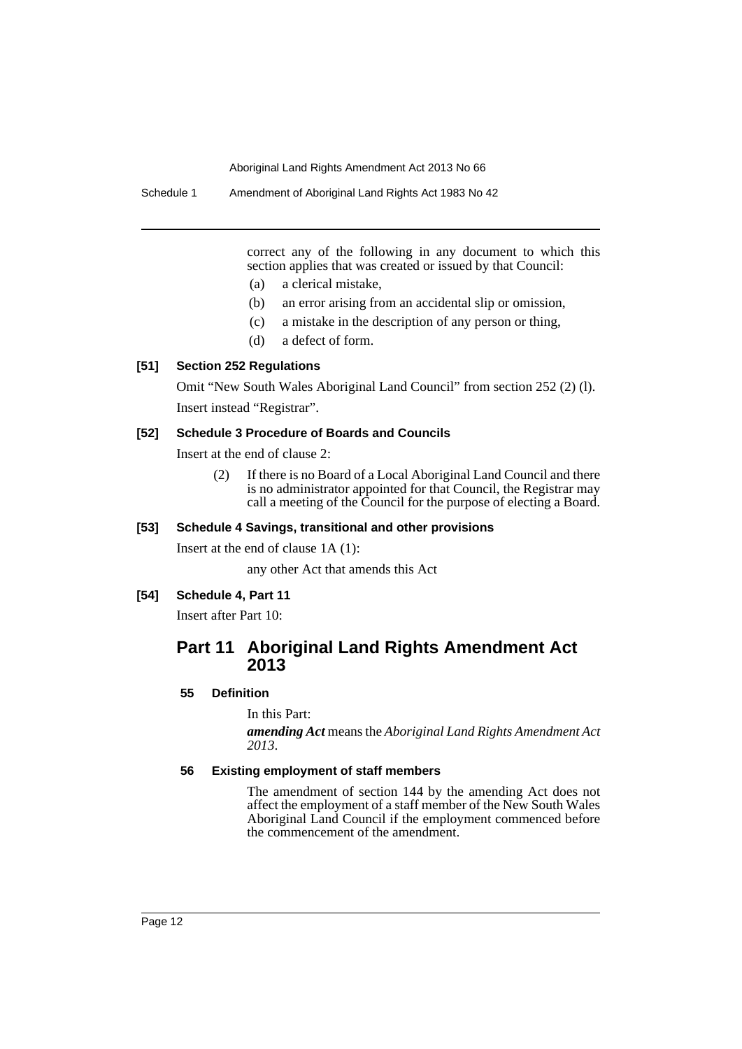correct any of the following in any document to which this section applies that was created or issued by that Council:

- (a) a clerical mistake,
- (b) an error arising from an accidental slip or omission,
- (c) a mistake in the description of any person or thing,
- (d) a defect of form.

### [51] Section 252 Regulations

Omit "New South Wales Aboriginal Land Council" from section 252 (2) (l).

Insert instead "Registrar".

### [52] Schedule 3 Procedure of Boards and Councils

Insert at the end of clause 2:

(2) If there is no Board of a Local Aboriginal Land Council and there is no administrator appointed for that Council, the Registrar may call a meeting of the Council for the purpose of electing a Board.

### [53] Schedule 4 Savings, transitional and other provisions

Insert at the end of clause 1A (1):

any other Act that amends this Act

### [54] Schedule 4, Part 11

Insert after Part 10:

## Part 11 Aboriginal Land Rights Amendment Act 2013

#### 55 Definition

In this Part:

***amending Act*** means the *Aboriginal Land Rights Amendment Act 2013*.

#### 56 Existing employment of staff members

The amendment of section 144 by the amending Act does not affect the employment of a staff member of the New South Wales Aboriginal Land Council if the employment commenced before the commencement of the amendment.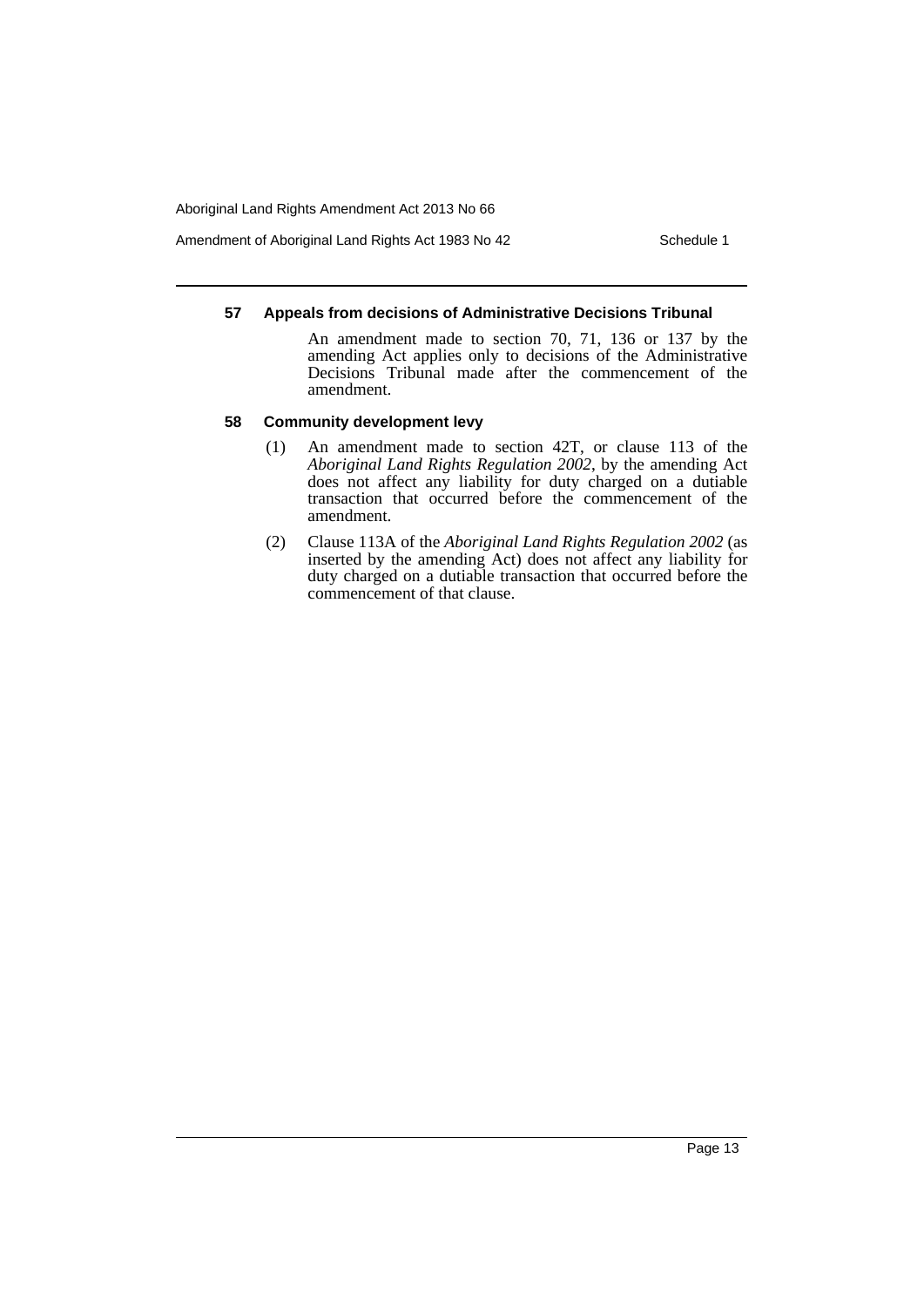### 57 Appeals from decisions of Administrative Decisions Tribunal

An amendment made to section 70, 71, 136 or 137 by the amending Act applies only to decisions of the Administrative Decisions Tribunal made after the commencement of the amendment.

### 58 Community development levy

(1) An amendment made to section 42T, or clause 113 of the *Aboriginal Land Rights Regulation 2002*, by the amending Act does not affect any liability for duty charged on a dutiable transaction that occurred before the commencement of the amendment.

(2) Clause 113A of the *Aboriginal Land Rights Regulation 2002* (as inserted by the amending Act) does not affect any liability for duty charged on a dutiable transaction that occurred before the commencement of that clause.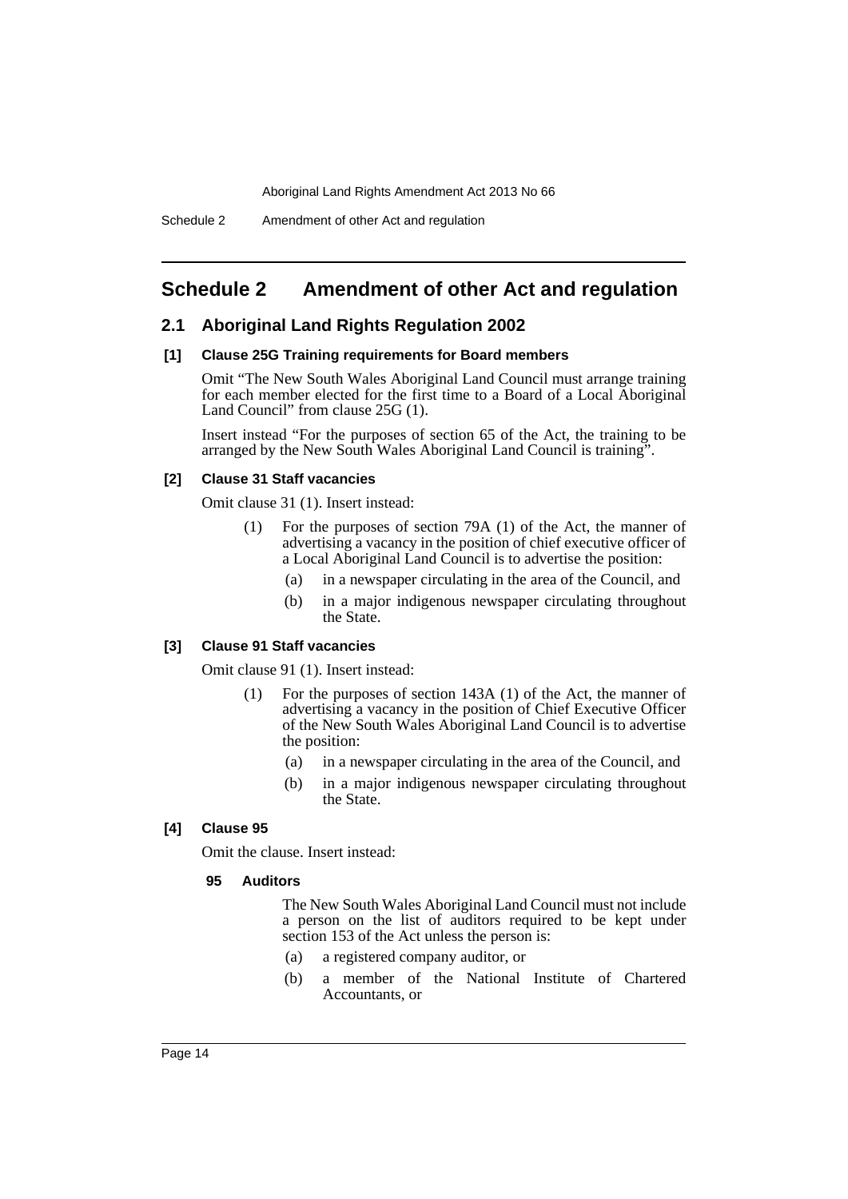# Schedule 2 Amendment of other Act and regulation

## 2.1 Aboriginal Land Rights Regulation 2002

### [1] Clause 25G Training requirements for Board members

Omit "The New South Wales Aboriginal Land Council must arrange training for each member elected for the first time to a Board of a Local Aboriginal Land Council" from clause 25G (1).

Insert instead "For the purposes of section 65 of the Act, the training to be arranged by the New South Wales Aboriginal Land Council is training".

### [2] Clause 31 Staff vacancies

Omit clause 31 (1). Insert instead:

> (1) For the purposes of section 79A (1) of the Act, the manner of advertising a vacancy in the position of chief executive officer of a Local Aboriginal Land Council is to advertise the position:
>
> (a) in a newspaper circulating in the area of the Council, and
>
> (b) in a major indigenous newspaper circulating throughout the State.

### [3] Clause 91 Staff vacancies

Omit clause 91 (1). Insert instead:

> (1) For the purposes of section 143A (1) of the Act, the manner of advertising a vacancy in the position of Chief Executive Officer of the New South Wales Aboriginal Land Council is to advertise the position:
>
> (a) in a newspaper circulating in the area of the Council, and
>
> (b) in a major indigenous newspaper circulating throughout the State.

### [4] Clause 95

Omit the clause. Insert instead:

> **95 Auditors**
>
> The New South Wales Aboriginal Land Council must not include a person on the list of auditors required to be kept under section 153 of the Act unless the person is:
>
> (a) a registered company auditor, or
>
> (b) a member of the National Institute of Chartered Accountants, or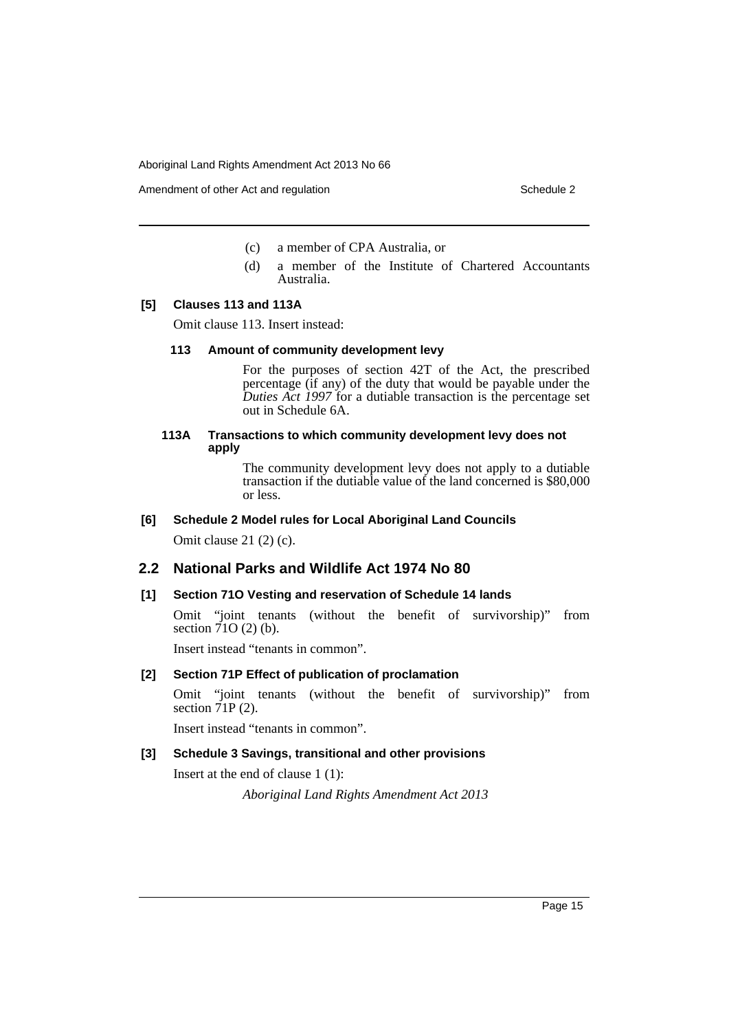(c) a member of CPA Australia, or

(d) a member of the Institute of Chartered Accountants Australia.

**[5] Clauses 113 and 113A**

Omit clause 113. Insert instead:

**113 Amount of community development levy**

For the purposes of section 42T of the Act, the prescribed percentage (if any) of the duty that would be payable under the *Duties Act 1997* for a dutiable transaction is the percentage set out in Schedule 6A.

**113A Transactions to which community development levy does not apply**

The community development levy does not apply to a dutiable transaction if the dutiable value of the land concerned is $80,000 or less.

**[6] Schedule 2 Model rules for Local Aboriginal Land Councils**

Omit clause 21 (2) (c).

## 2.2 National Parks and Wildlife Act 1974 No 80

**[1] Section 71O Vesting and reservation of Schedule 14 lands**

Omit "joint tenants (without the benefit of survivorship)" from section 71O (2) (b).

Insert instead "tenants in common".

**[2] Section 71P Effect of publication of proclamation**

Omit "joint tenants (without the benefit of survivorship)" from section 71P (2).

Insert instead "tenants in common".

**[3] Schedule 3 Savings, transitional and other provisions**

Insert at the end of clause 1 (1):

*Aboriginal Land Rights Amendment Act 2013*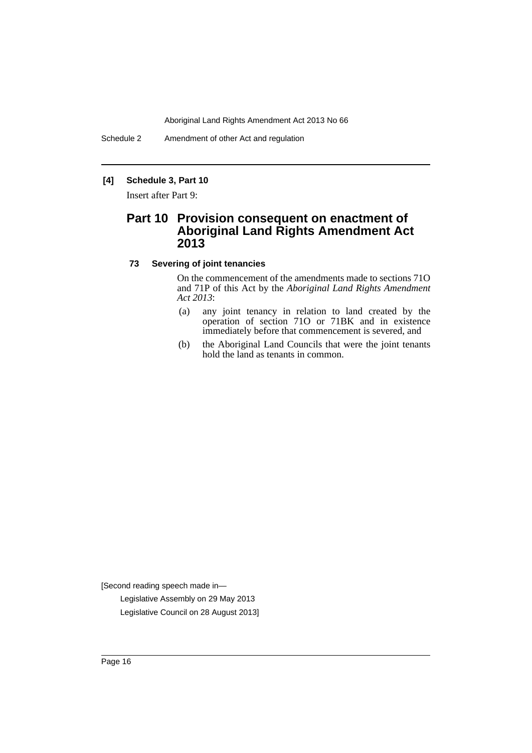**[4] Schedule 3, Part 10**

Insert after Part 9:

## Part 10 Provision consequent on enactment of Aboriginal Land Rights Amendment Act 2013

### 73 Severing of joint tenancies

On the commencement of the amendments made to sections 71O and 71P of this Act by the *Aboriginal Land Rights Amendment Act 2013*:

(a) any joint tenancy in relation to land created by the operation of section 71O or 71BK and in existence immediately before that commencement is severed, and

(b) the Aboriginal Land Councils that were the joint tenants hold the land as tenants in common.

[Second reading speech made in—

Legislative Assembly on 29 May 2013

Legislative Council on 28 August 2013]